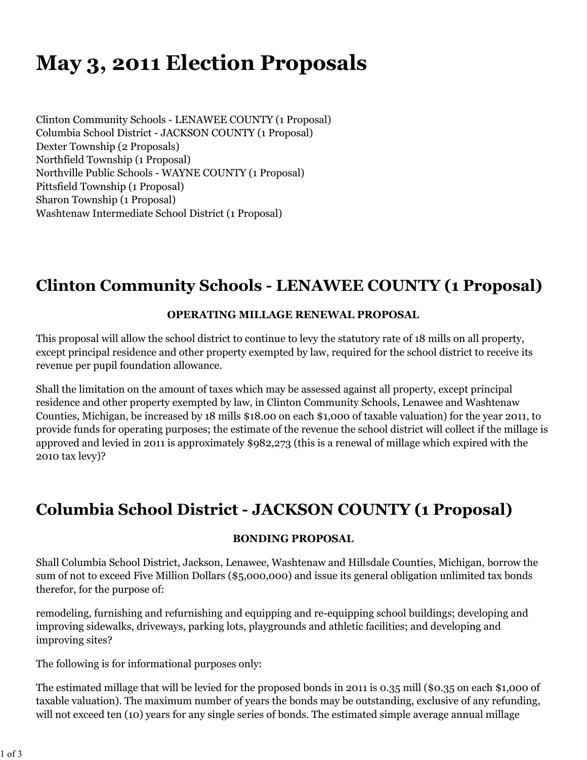# May 3, 2011 Election Proposals

Clinton Community Schools - LENAWEE COUNTY (1 Proposal)
Columbia School District - JACKSON COUNTY (1 Proposal)
Dexter Township (2 Proposals)
Northfield Township (1 Proposal)
Northville Public Schools - WAYNE COUNTY (1 Proposal)
Pittsfield Township (1 Proposal)
Sharon Township (1 Proposal)
Washtenaw Intermediate School District (1 Proposal)

## Clinton Community Schools - LENAWEE COUNTY (1 Proposal)

**OPERATING MILLAGE RENEWAL PROPOSAL**

This proposal will allow the school district to continue to levy the statutory rate of 18 mills on all property, except principal residence and other property exempted by law, required for the school district to receive its revenue per pupil foundation allowance.

Shall the limitation on the amount of taxes which may be assessed against all property, except principal residence and other property exempted by law, in Clinton Community Schools, Lenawee and Washtenaw Counties, Michigan, be increased by 18 mills $18.00 on each $1,000 of taxable valuation) for the year 2011, to provide funds for operating purposes; the estimate of the revenue the school district will collect if the millage is approved and levied in 2011 is approximately $982,273 (this is a renewal of millage which expired with the 2010 tax levy)?

## Columbia School District - JACKSON COUNTY (1 Proposal)

**BONDING PROPOSAL**

Shall Columbia School District, Jackson, Lenawee, Washtenaw and Hillsdale Counties, Michigan, borrow the sum of not to exceed Five Million Dollars ($5,000,000) and issue its general obligation unlimited tax bonds therefor, for the purpose of:

remodeling, furnishing and refurnishing and equipping and re-equipping school buildings; developing and improving sidewalks, driveways, parking lots, playgrounds and athletic facilities; and developing and improving sites?

The following is for informational purposes only:

The estimated millage that will be levied for the proposed bonds in 2011 is 0.35 mill ($0.35 on each $1,000 of taxable valuation). The maximum number of years the bonds may be outstanding, exclusive of any refunding, will not exceed ten (10) years for any single series of bonds. The estimated simple average annual millage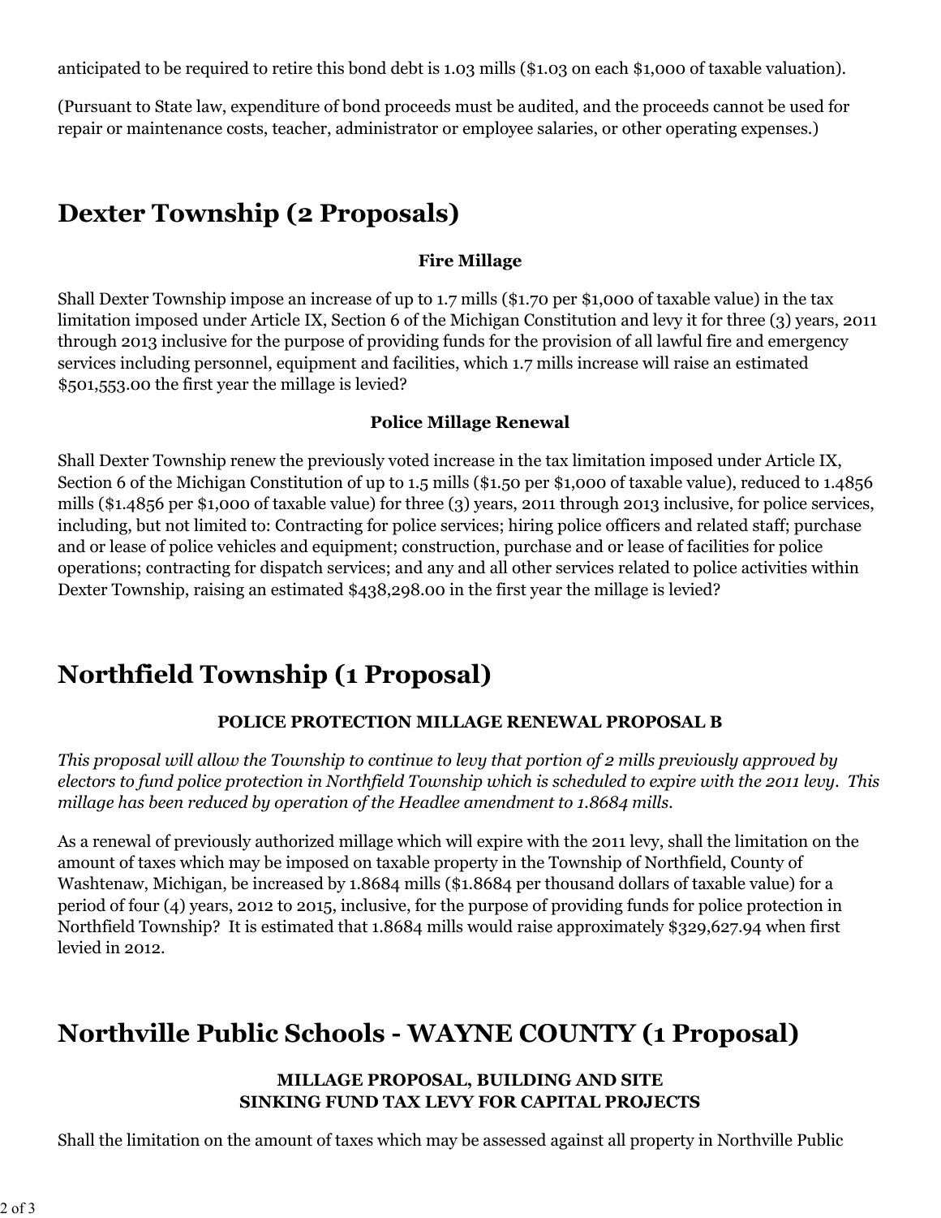anticipated to be required to retire this bond debt is 1.03 mills ($1.03 on each $1,000 of taxable valuation).

(Pursuant to State law, expenditure of bond proceeds must be audited, and the proceeds cannot be used for repair or maintenance costs, teacher, administrator or employee salaries, or other operating expenses.)

## Dexter Township (2 Proposals)

**Fire Millage**

Shall Dexter Township impose an increase of up to 1.7 mills ($1.70 per $1,000 of taxable value) in the tax limitation imposed under Article IX, Section 6 of the Michigan Constitution and levy it for three (3) years, 2011 through 2013 inclusive for the purpose of providing funds for the provision of all lawful fire and emergency services including personnel, equipment and facilities, which 1.7 mills increase will raise an estimated $501,553.00 the first year the millage is levied?

**Police Millage Renewal**

Shall Dexter Township renew the previously voted increase in the tax limitation imposed under Article IX, Section 6 of the Michigan Constitution of up to 1.5 mills ($1.50 per $1,000 of taxable value), reduced to 1.4856 mills ($1.4856 per $1,000 of taxable value) for three (3) years, 2011 through 2013 inclusive, for police services, including, but not limited to: Contracting for police services; hiring police officers and related staff; purchase and or lease of police vehicles and equipment; construction, purchase and or lease of facilities for police operations; contracting for dispatch services; and any and all other services related to police activities within Dexter Township, raising an estimated $438,298.00 in the first year the millage is levied?

## Northfield Township (1 Proposal)

**POLICE PROTECTION MILLAGE RENEWAL PROPOSAL B**

*This proposal will allow the Township to continue to levy that portion of 2 mills previously approved by electors to fund police protection in Northfield Township which is scheduled to expire with the 2011 levy. This millage has been reduced by operation of the Headlee amendment to 1.8684 mills.*

As a renewal of previously authorized millage which will expire with the 2011 levy, shall the limitation on the amount of taxes which may be imposed on taxable property in the Township of Northfield, County of Washtenaw, Michigan, be increased by 1.8684 mills ($1.8684 per thousand dollars of taxable value) for a period of four (4) years, 2012 to 2015, inclusive, for the purpose of providing funds for police protection in Northfield Township? It is estimated that 1.8684 mills would raise approximately $329,627.94 when first levied in 2012.

## Northville Public Schools - WAYNE COUNTY (1 Proposal)

**MILLAGE PROPOSAL, BUILDING AND SITE**
**SINKING FUND TAX LEVY FOR CAPITAL PROJECTS**

Shall the limitation on the amount of taxes which may be assessed against all property in Northville Public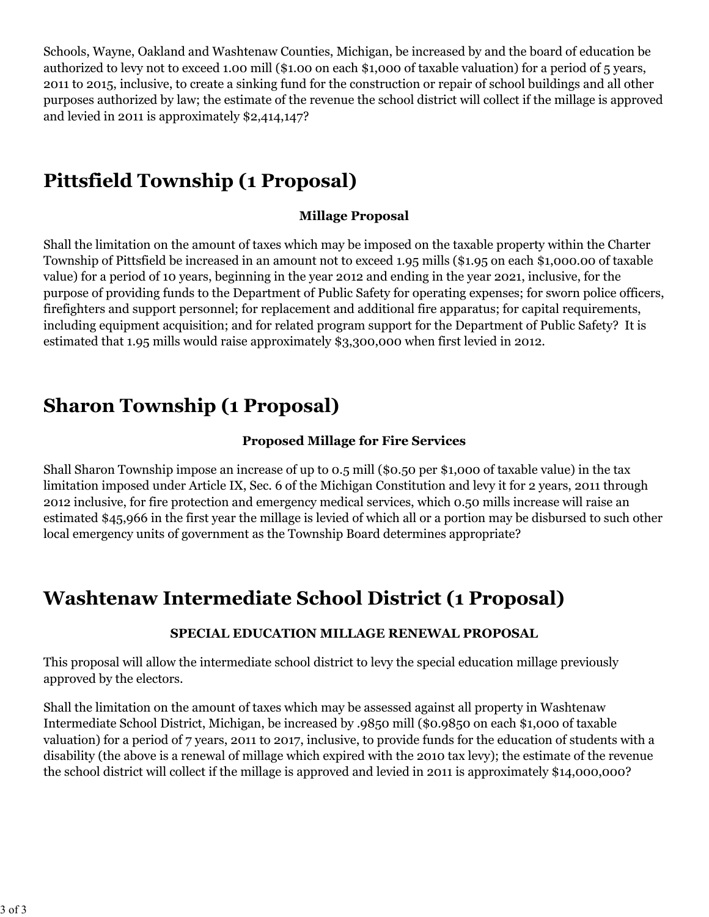Schools, Wayne, Oakland and Washtenaw Counties, Michigan, be increased by and the board of education be authorized to levy not to exceed 1.00 mill ($1.00 on each $1,000 of taxable valuation) for a period of 5 years, 2011 to 2015, inclusive, to create a sinking fund for the construction or repair of school buildings and all other purposes authorized by law; the estimate of the revenue the school district will collect if the millage is approved and levied in 2011 is approximately $2,414,147?

## Pittsfield Township (1 Proposal)

**Millage Proposal**

Shall the limitation on the amount of taxes which may be imposed on the taxable property within the Charter Township of Pittsfield be increased in an amount not to exceed 1.95 mills ($1.95 on each $1,000.00 of taxable value) for a period of 10 years, beginning in the year 2012 and ending in the year 2021, inclusive, for the purpose of providing funds to the Department of Public Safety for operating expenses; for sworn police officers, firefighters and support personnel; for replacement and additional fire apparatus; for capital requirements, including equipment acquisition; and for related program support for the Department of Public Safety? It is estimated that 1.95 mills would raise approximately $3,300,000 when first levied in 2012.

## Sharon Township (1 Proposal)

**Proposed Millage for Fire Services**

Shall Sharon Township impose an increase of up to 0.5 mill ($0.50 per $1,000 of taxable value) in the tax limitation imposed under Article IX, Sec. 6 of the Michigan Constitution and levy it for 2 years, 2011 through 2012 inclusive, for fire protection and emergency medical services, which 0.50 mills increase will raise an estimated $45,966 in the first year the millage is levied of which all or a portion may be disbursed to such other local emergency units of government as the Township Board determines appropriate?

## Washtenaw Intermediate School District (1 Proposal)

**SPECIAL EDUCATION MILLAGE RENEWAL PROPOSAL**

This proposal will allow the intermediate school district to levy the special education millage previously approved by the electors.

Shall the limitation on the amount of taxes which may be assessed against all property in Washtenaw Intermediate School District, Michigan, be increased by .9850 mill ($0.9850 on each $1,000 of taxable valuation) for a period of 7 years, 2011 to 2017, inclusive, to provide funds for the education of students with a disability (the above is a renewal of millage which expired with the 2010 tax levy); the estimate of the revenue the school district will collect if the millage is approved and levied in 2011 is approximately $14,000,000?